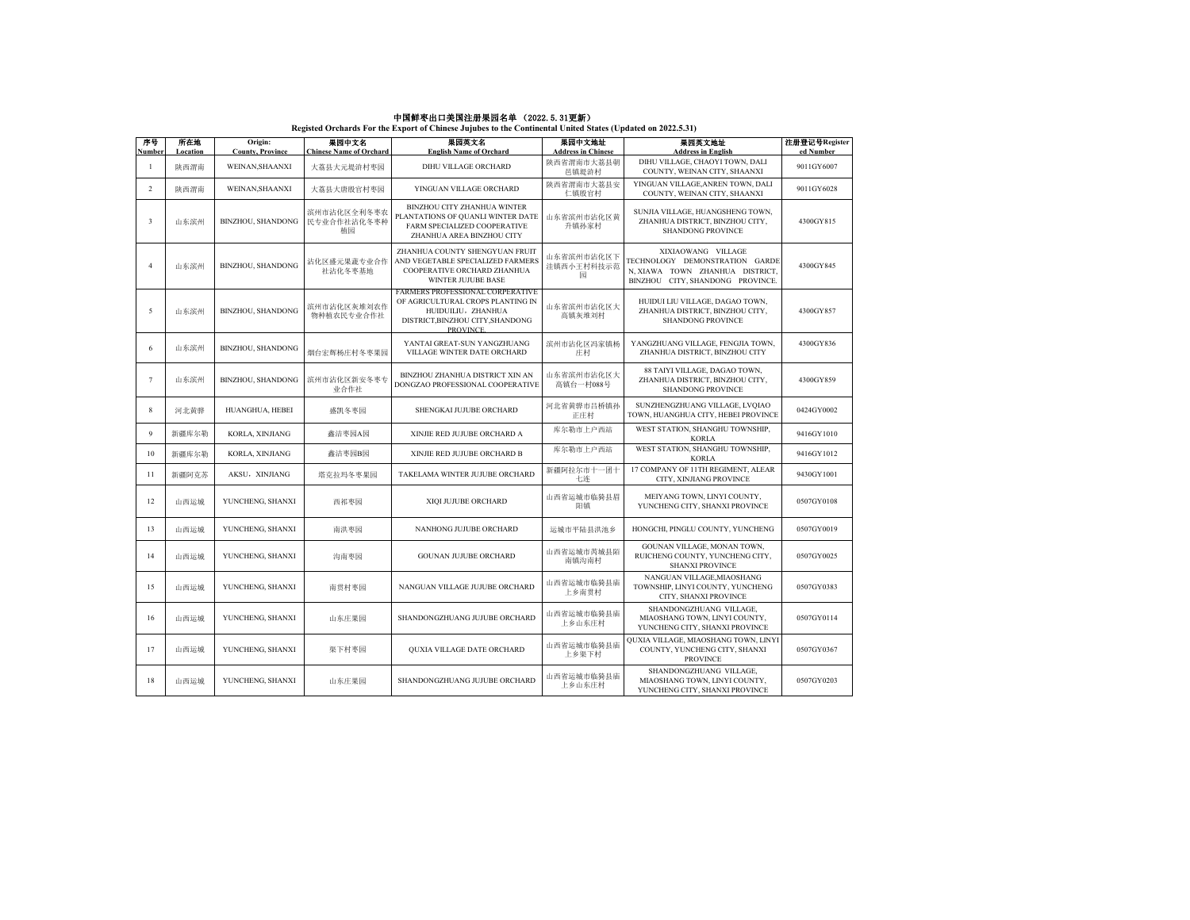# 中国鲜枣出口美国注册果园名单 （2022. 5. 31更新）

**Registed Orchards For the Export of Chinese Jujubes to the Continental United States (Updated on 2022.5.31)**

| 序号 Number | 所在地 Location | Origin: County, Province | 果园中文名 Chinese Name of Orchard | 果园英文名 English Name of Orchard | 果园中文地址 Address in Chinese | 果园英文地址 Address in English | 注册登记号Registered Number |
|---|---|---|---|---|---|---|---|
| 1 | 陕西渭南 | WEINAN,SHAANXI | 大荔县大元堤浒村枣园 | DIHU VILLAGE ORCHARD | 陕西省渭南市大荔县朝邑镇堤浒村 | DIHU VILLAGE, CHAOYI TOWN, DALI COUNTY, WEINAN CITY, SHAANXI | 9011GY6007 |
| 2 | 陕西渭南 | WEINAN,SHAANXI | 大荔县大唐殷官村枣园 | YINGUAN VILLAGE ORCHARD | 陕西省渭南市大荔县安仁镇殷官村 | YINGUAN VILLAGE,ANREN TOWN, DALI COUNTY, WEINAN CITY, SHAANXI | 9011GY6028 |
| 3 | 山东滨州 | BINZHOU, SHANDONG | 滨州市沾化区全利冬枣农民专业合作社沾化冬枣种植园 | BINZHOU CITY ZHANHUA WINTER PLANTATIONS OF QUANLI WINTER DATE FARM SPECIALIZED COOPERATIVE ZHANHUA AREA BINZHOU CITY | 山东省滨州市沾化区黄升镇孙家村 | SUNJIA VILLAGE, HUANGSHENG TOWN, ZHANHUA DISTRICT, BINZHOU CITY, SHANDONG PROVINCE | 4300GY815 |
| 4 | 山东滨州 | BINZHOU, SHANDONG | 沾化区盛元果蔬专业合作社沾化冬枣基地 | ZHANHUA COUNTY SHENGYUAN FRUIT AND VEGETABLE SPECIALIZED FARMERS COOPERATIVE ORCHARD ZHANHUA WINTER JUJUBE BASE | 山东省滨州市沾化区下洼镇西小王村科技示范园 | XIXIAOWANG VILLAGE TECHNOLOGY DEMONSTRATION GARDEN, XIAWA TOWN ZHANHUA DISTRICT, BINZHOU CITY, SHANDONG PROVINCE. | 4300GY845 |
| 5 | 山东滨州 | BINZHOU, SHANDONG | 滨州市沾化区灰堆刘农作物种植农民专业合作社 | FARMERS PROFESSIONAL CORPERATIVE OF AGRICULTURAL CROPS PLANTING IN HUIDUILIU，ZHANHUA DISTRICT,BINZHOU CITY,SHANDONG PROVINCE | 山东省滨州市沾化区大高镇灰堆刘村 | HUIDUI LIU VILLAGE, DAGAO TOWN, ZHANHUA DISTRICT, BINZHOU CITY, SHANDONG PROVINCE | 4300GY857 |
| 6 | 山东滨州 | BINZHOU, SHANDONG | 烟台宏辉杨庄村冬枣果园 | YANTAI GREAT-SUN YANGZHUANG VILLAGE WINTER DATE ORCHARD | 滨州市沾化区冯家镇杨庄村 | YANGZHUANG VILLAGE, FENGJIA TOWN, ZHANHUA DISTRICT, BINZHOU CITY | 4300GY836 |
| 7 | 山东滨州 | BINZHOU, SHANDONG | 滨州市沾化区新安冬枣专业合作社 | BINZHOU ZHANHUA DISTRICT XIN AN DONGZAO PROFESSIONAL COOPERATIVE | 山东省滨州市沾化区大高镇台一村088号 | 88 TAIYI VILLAGE, DAGAO TOWN, ZHANHUA DISTRICT, BINZHOU CITY, SHANDONG PROVINCE | 4300GY859 |
| 8 | 河北黄骅 | HUANGHUA, HEBEI | 盛凯冬枣园 | SHENGKAI JUJUBE ORCHARD | 河北省黄骅市吕桥镇孙正庄村 | SUNZHENGZHUANG VILLAGE, LVQIAO TOWN, HUANGHUA CITY, HEBEI PROVINCE | 0424GY0002 |
| 9 | 新疆库尔勒 | KORLA, XINJIANG | 鑫洁枣园A园 | XINJIE RED JUJUBE ORCHARD A | 库尔勒市上户西站 | WEST STATION, SHANGHU TOWNSHIP, KORLA | 9416GY1010 |
| 10 | 新疆库尔勒 | KORLA, XINJIANG | 鑫洁枣园B园 | XINJIE RED JUJUBE ORCHARD B | 库尔勒市上户西站 | WEST STATION, SHANGHU TOWNSHIP, KORLA | 9416GY1012 |
| 11 | 新疆阿克苏 | AKSU，XINJIANG | 塔克拉玛冬枣果园 | TAKELAMA WINTER JUJUBE ORCHARD | 新疆阿拉尔市十一团十七连 | 17 COMPANY OF 11TH REGIMENT, ALEAR CITY, XINJIANG PROVINCE | 9430GY1001 |
| 12 | 山西运城 | YUNCHENG, SHANXI | 西祁枣园 | XIQI JUJUBE ORCHARD | 山西省运城市临猗县眉阳镇 | MEIYANG TOWN, LINYI COUNTY, YUNCHENG CITY, SHANXI PROVINCE | 0507GY0108 |
| 13 | 山西运城 | YUNCHENG, SHANXI | 南洪枣园 | NANHONG JUJUBE ORCHARD | 运城市平陆县洪池乡 | HONGCHI, PINGLU COUNTY, YUNCHENG | 0507GY0019 |
| 14 | 山西运城 | YUNCHENG, SHANXI | 沟南枣园 | GOUNAN JUJUBE ORCHARD | 山西省运城市芮城县陌南镇沟南村 | GOUNAN VILLAGE, MONAN TOWN, RUICHENG COUNTY, YUNCHENG CITY, SHANXI PROVINCE | 0507GY0025 |
| 15 | 山西运城 | YUNCHENG, SHANXI | 南贯村枣园 | NANGUAN VILLAGE JUJUBE ORCHARD | 山西省运城市临猗县庙上乡南贯村 | NANGUAN VILLAGE,MIAOSHANG TOWNSHIP, LINYI COUNTY, YUNCHENG CITY, SHANXI PROVINCE | 0507GY0383 |
| 16 | 山西运城 | YUNCHENG, SHANXI | 山东庄果园 | SHANDONGZHUANG JUJUBE ORCHARD | 山西省运城市临猗县庙上乡山东庄村 | SHANDONGZHUANG VILLAGE, MIAOSHANG TOWN, LINYI COUNTY, YUNCHENG CITY, SHANXI PROVINCE | 0507GY0114 |
| 17 | 山西运城 | YUNCHENG, SHANXI | 渠下村枣园 | QUXIA VILLAGE DATE ORCHARD | 山西省运城市临猗县庙上乡渠下村 | QUXIA VILLAGE, MIAOSHANG TOWN, LINYI COUNTY, YUNCHENG CITY, SHANXI PROVINCE | 0507GY0367 |
| 18 | 山西运城 | YUNCHENG, SHANXI | 山东庄果园 | SHANDONGZHUANG JUJUBE ORCHARD | 山西省运城市临猗县庙上乡山东庄村 | SHANDONGZHUANG VILLAGE, MIAOSHANG TOWN, LINYI COUNTY, YUNCHENG CITY, SHANXI PROVINCE | 0507GY0203 |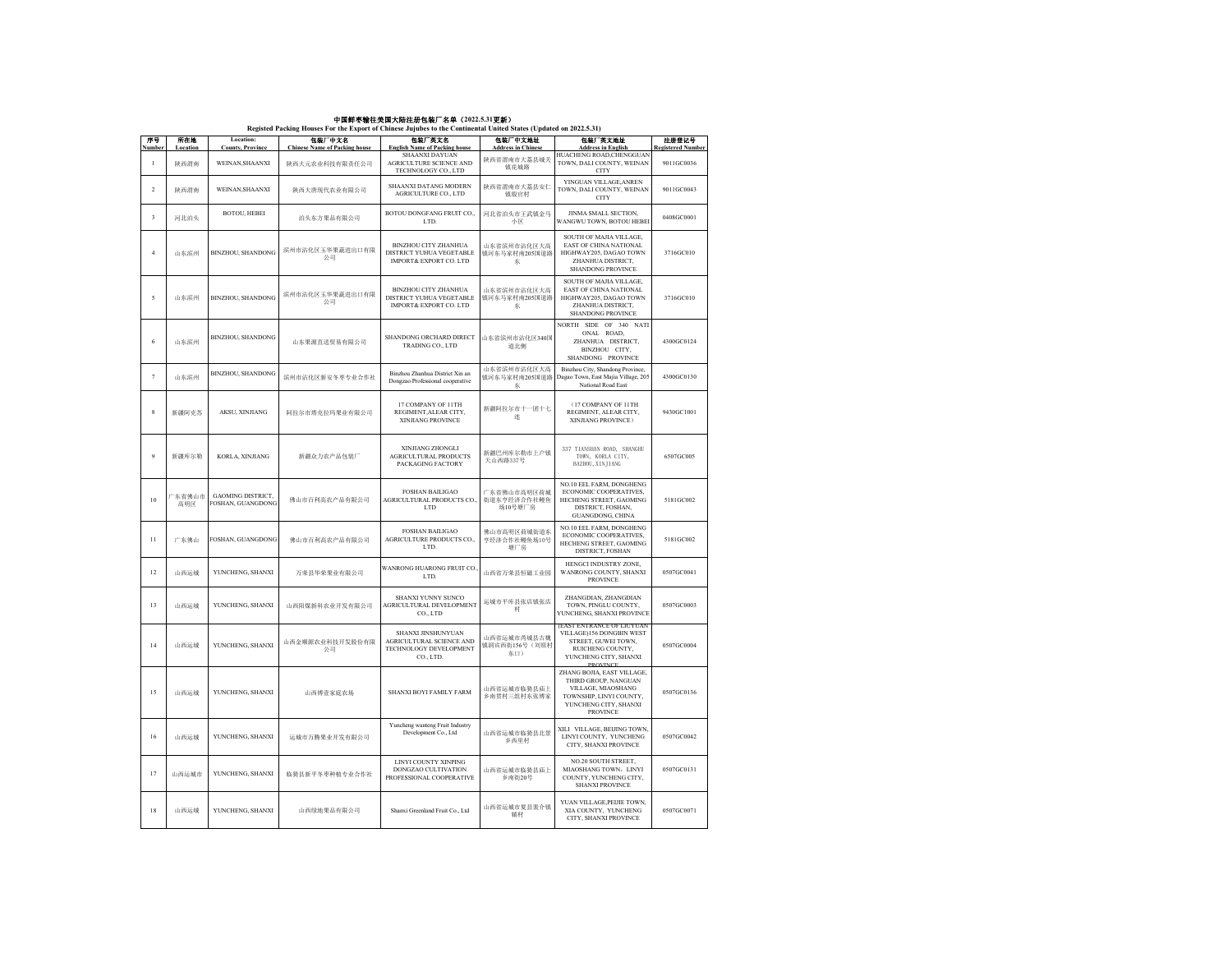# 中国鲜枣输往美国大陆注册包装厂名单（2022.5.31更新）

**Registed Packing Houses For the Export of Chinese Jujubes to the Continental United States (Updated on 2022.5.31)**

| 序号 Number | 所在地 Location | Location: County, Province | 包装厂中文名 Chinese Name of Packing house | 包装厂英文名 English Name of Packing house | 包装厂中文地址 Address in Chinese | 包装厂英文地址 Address in English | 注册登记号 Registered Number |
|---|---|---|---|---|---|---|---|
| 1 | 陕西渭南 | WEINAN,SHAANXI | 陕西大元农业科技有限责任公司 | SHAANXI DAYUAN AGRICULTURE SCIENCE AND TECHNOLOGY CO., LTD | 陕西省渭南市大荔县城关镇花城路 | HUACHENG ROAD,CHENGGUAN TOWN, DALI COUNTY, WEINAN CITY | 9011GC0036 |
| 2 | 陕西渭南 | WEINAN,SHAANXI | 陕西大唐现代农业有限公司 | SHAANXI DATANG MODERN AGRICULTURE CO., LTD | 陕西省渭南市大荔县安仁镇殷营村 | YINGUAN VILLAGE,ANREN TOWN, DALI COUNTY, WEINAN CITY | 9011GC0043 |
| 3 | 河北泊头 | BOTOU, HEBEI | 泊头东方果品有限公司 | BOTOU DONGFANG FRUIT CO., LTD. | 河北省泊头市王武镇金马小区 | JINMA SMALL SECTION, WANGWU TOWN, BOTOU HEBEI | 0408GC0001 |
| 4 | 山东滨州 | BINZHOU, SHANDONG | 滨州市沾化区玉华果蔬进出口有限公司 | BINZHOU CITY ZHANHUA DISTRICT YUHUA VEGETABLE IMPORT& EXPORT CO. LTD | 山东省滨州市沾化区大高镇河东马家村南205国道路东 | SOUTH OF MAJIA VILLAGE, EAST OF CHINA NATIONAL HIGHWAY205, DAGAO TOWN ZHANHUA DISTRICT, SHANDONG PROVINCE | 3716GC010 |
| 5 | 山东滨州 | BINZHOU, SHANDONG | 滨州市沾化区玉华果蔬进出口有限公司 | BINZHOU CITY ZHANHUA DISTRICT YUHUA VEGETABLE IMPORT& EXPORT CO. LTD | 山东省滨州市沾化区大高镇河东马家村南205国道路东 | SOUTH OF MAJIA VILLAGE, EAST OF CHINA NATIONAL HIGHWAY205, DAGAO TOWN ZHANHUA DISTRICT, SHANDONG PROVINCE | 3716GC010 |
| 6 | 山东滨州 | BINZHOU, SHANDONG | 山东果源直送贸易有限公司 | SHANDONG ORCHARD DIRECT TRADING CO., LTD | 山东省滨州市沾化区340国道北侧 | NORTH SIDE OF 340 NATIONAL ROAD, ZHANHUA DISTRICT, BINZHOU CITY, SHANDONG PROVINCE | 4300GC0124 |
| 7 | 山东滨州 | BINZHOU, SHANDONG | 滨州市沾化区新安冬枣专业合作社 | Binzhou Zhanhua District Xin an Dongzao Professional cooperative | 山东省滨州市沾化区大高镇河东马家村南205国道路东 | Binzhou City, Shandong Province, Dagao Town, East Majia Village, 205 National Road East | 4300GC0130 |
| 8 | 新疆阿克苏 | AKSU, XINJIANG | 阿拉尔市塔克拉玛果业有限公司 | 17 COMPANY OF 11TH REGIMENT,ALEAR CITY, XINJIANG PROVINCE | 新疆阿拉尔市十一团十七连 | （17 COMPANY OF 11TH REGIMENT, ALEAR CITY, XINJIANG PROVINCE） | 9430GC1001 |
| 9 | 新疆库尔勒 | KORLA, XINJIANG | 新疆众力农产品包装厂 | XINJIANG ZHONGLI AGRICULTURAL PRODUCTS PACKAGING FACTORY | 新疆巴州库尔勒市上户镇天山西路337号 | 337 TIANSHAN ROAD, SHANGHU TOWN, KORLA CITY, BAZHOU,XINJIANG | 6507GC005 |
| 10 | 广东省佛山市高明区 | GAOMING DISTRICT, FOSHAN, GUANGDONG | 佛山市百利高农产品有限公司 | FOSHAN BAILIGAO AGRICULTURAL PRODUCTS CO., LTD | 广东省佛山市高明区荷城街道东亨经济合作社鳗鱼场10号塘厂房 | NO.10 EEL FARM, DONGHENG ECONOMIC COOPERATIVES, HECHENG STREET, GAOMING DISTRICT, FOSHAN, GUANGDONG, CHINA | 5181GC002 |
| 11 | 广东佛山 | FOSHAN, GUANGDONG | 佛山市百利高农产品有限公司 | FOSHAN BAILIGAO AGRICULTURE PRODUCTS CO., LTD. | 佛山市高明区荷城街道东亨经济合作社鳗鱼场10号塘厂房 | NO.10 EEL FARM, DONGHENG ECONOMIC COOPERATIVES, HECHENG STREET, GAOMING DISTRICT, FOSHAN | 5181GC002 |
| 12 | 山西运城 | YUNCHENG, SHANXI | 万荣县华荣果业有限公司 | WANRONG HUARONG FRUIT CO., LTD. | 山西省万荣县恒磁工业园 | HENGCI INDUSTRY ZONE, WANRONG COUNTY, SHANXI PROVINCE | 0507GC0041 |
| 13 | 山西运城 | YUNCHENG, SHANXI | 山西阳煤新科农业开发有限公司 | SHANXI YUNNY SUNCO AGRICULTURAL DEVELOPMENT CO., LTD | 运城市平陆县张店镇张店村 | ZHANGDIAN, ZHANGDIAN TOWN, PINGLU COUNTY, YUNCHENG, SHANXI PROVINCE | 0507GC0003 |
| 14 | 山西运城 | YUNCHENG, SHANXI | 山西金顺源农业科技开发股份有限公司 | SHANXI JINSHUNYUAN AGRICULTURAL SCIENCE AND TECHNOLOGY DEVELOPMENT CO., LTD. | 山西省运城市芮城县古魏镇洞宾西街156号（刘原村东口） | (EAST ENTRANCE OF LIUYUAN VILLAGE)156 DONGBIN WEST STREET, GUWEI TOWN, RUICHENG COUNTY, YUNCHENG CITY, SHANXI PROVINCE | 0507GC0004 |
| 15 | 山西运城 | YUNCHENG, SHANXI | 山西博壹家庭农场 | SHANXI BOYI FAMILY FARM | 山西省运城市临猗县庙上乡南贯村三组村东张博家 | ZHANG BOJIA, EAST VILLAGE, THIRD GROUP, NANGUAN VILLAGE, MIAOSHANG TOWNSHIP, LINYI COUNTY, YUNCHENG CITY, SHANXI PROVINCE | 0507GC0136 |
| 16 | 山西运城 | YUNCHENG, SHANXI | 运城市万腾果业开发有限公司 | Yuncheng wanteng Fruit Industry Development Co., Ltd | 山西省运城市临猗县北景乡西里村 | XILI VILLAGE, BEIJING TOWN, LINYI COUNTY, YUNCHENG CITY, SHANXI PROVINCE | 0507GC0042 |
| 17 | 山西运城市 | YUNCHENG, SHANXI | 临猗县新平冬枣种植专业合作社 | LINYI COUNTY XINPING DONGZAO CULTIVATION PROFESSIONAL COOPERATIVE | 山西省运城市临猗县庙上乡南街20号 | NO.20 SOUTH STREET, MIAOSHANG TOWN，LINYI COUNTY, YUNCHENG CITY, SHANXI PROVINCE | 0507GC0131 |
| 18 | 山西运城 | YUNCHENG, SHANXI | 山西绿地果品有限公司 | Shanxi Greenland Fruit Co., Ltd | 山西省运城市夏县裴介镇辕村 | YUAN VILLAGE,PEIJIE TOWN, XIA COUNTY，YUNCHENG CITY, SHANXI PROVINCE | 0507GC0071 |